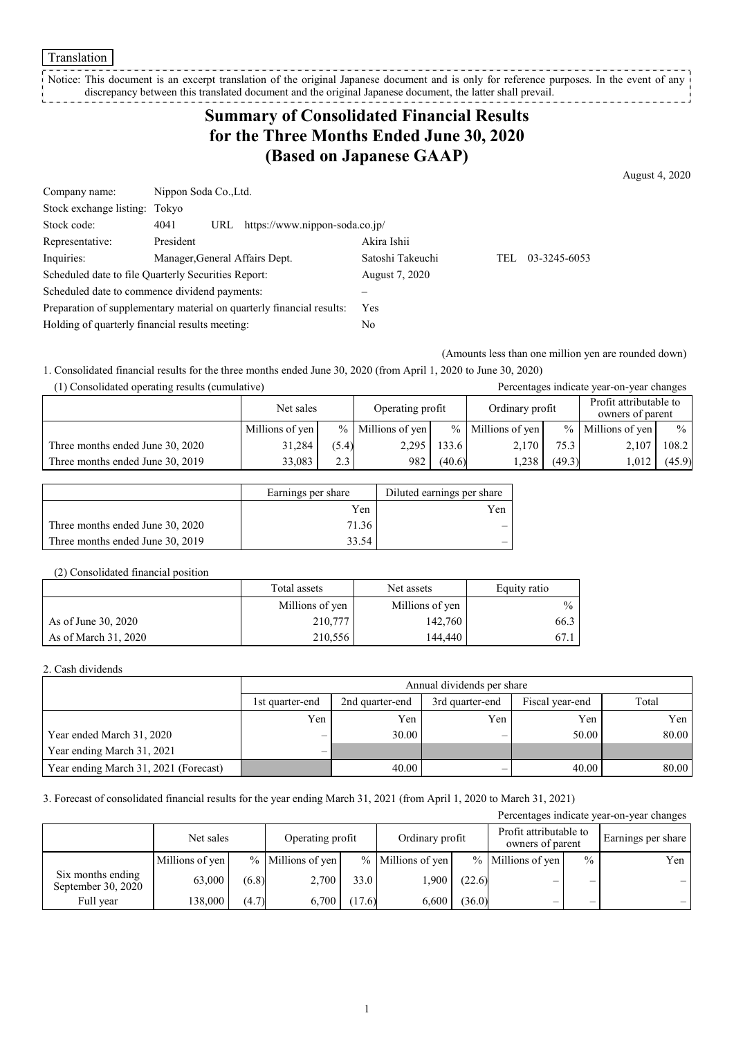Translation

Notice: This document is an excerpt translation of the original Japanese document and is only for reference purposes. In the event of any discrepancy between this translated document and the original Japanese document, the latter shall prevail.

# Summary of Consolidated Financial Results for the Three Months Ended June 30, 2020 (Based on Japanese GAAP)

August 4, 2020

| | | | |
|---|---|---|---|
| Company name: | Nippon Soda Co.,Ltd. | | |
| Stock exchange listing: | Tokyo | | |
| Stock code: | 4041 URL https://www.nippon-soda.co.jp/ | | |
| Representative: | President | Akira Ishii | |
| Inquiries: | Manager,General Affairs Dept. | Satoshi Takeuchi | TEL 03-3245-6053 |
| Scheduled date to file Quarterly Securities Report: | | August 7, 2020 | |
| Scheduled date to commence dividend payments: | | – | |
| Preparation of supplementary material on quarterly financial results: | | Yes | |
| Holding of quarterly financial results meeting: | | No | |

(Amounts less than one million yen are rounded down)

1. Consolidated financial results for the three months ended June 30, 2020 (from April 1, 2020 to June 30, 2020)

(1) Consolidated operating results (cumulative)

Percentages indicate year-on-year changes

| | Net sales | | Operating profit | | Ordinary profit | | Profit attributable to owners of parent | |
|---|---|---|---|---|---|---|---|---|
| | Millions of yen | % | Millions of yen | % | Millions of yen | % | Millions of yen | % |
| Three months ended June 30, 2020 | 31,284 | (5.4) | 2,295 | 133.6 | 2,170 | 75.3 | 2,107 | 108.2 |
| Three months ended June 30, 2019 | 33,083 | 2.3 | 982 | (40.6) | 1,238 | (49.3) | 1,012 | (45.9) |

| | Earnings per share | Diluted earnings per share |
|---|---|---|
| | Yen | Yen |
| Three months ended June 30, 2020 | 71.36 | – |
| Three months ended June 30, 2019 | 33.54 | – |

(2) Consolidated financial position

| | Total assets | Net assets | Equity ratio |
|---|---|---|---|
| | Millions of yen | Millions of yen | % |
| As of June 30, 2020 | 210,777 | 142,760 | 66.3 |
| As of March 31, 2020 | 210,556 | 144,440 | 67.1 |

2. Cash dividends

| | Annual dividends per share | | | | |
|---|---|---|---|---|---|
| | 1st quarter-end | 2nd quarter-end | 3rd quarter-end | Fiscal year-end | Total |
| | Yen | Yen | Yen | Yen | Yen |
| Year ended March 31, 2020 | – | 30.00 | – | 50.00 | 80.00 |
| Year ending March 31, 2021 | – | | | | |
| Year ending March 31, 2021 (Forecast) | | 40.00 | – | 40.00 | 80.00 |

3. Forecast of consolidated financial results for the year ending March 31, 2021 (from April 1, 2020 to March 31, 2021)

Percentages indicate year-on-year changes

| | Net sales | | Operating profit | | Ordinary profit | | Profit attributable to owners of parent | | Earnings per share |
|---|---|---|---|---|---|---|---|---|---|
| | Millions of yen | % | Millions of yen | % | Millions of yen | % | Millions of yen | % | Yen |
| Six months ending September 30, 2020 | 63,000 | (6.8) | 2,700 | 33.0 | 1,900 | (22.6) | – | – | – |
| Full year | 138,000 | (4.7) | 6,700 | (17.6) | 6,600 | (36.0) | – | – | – |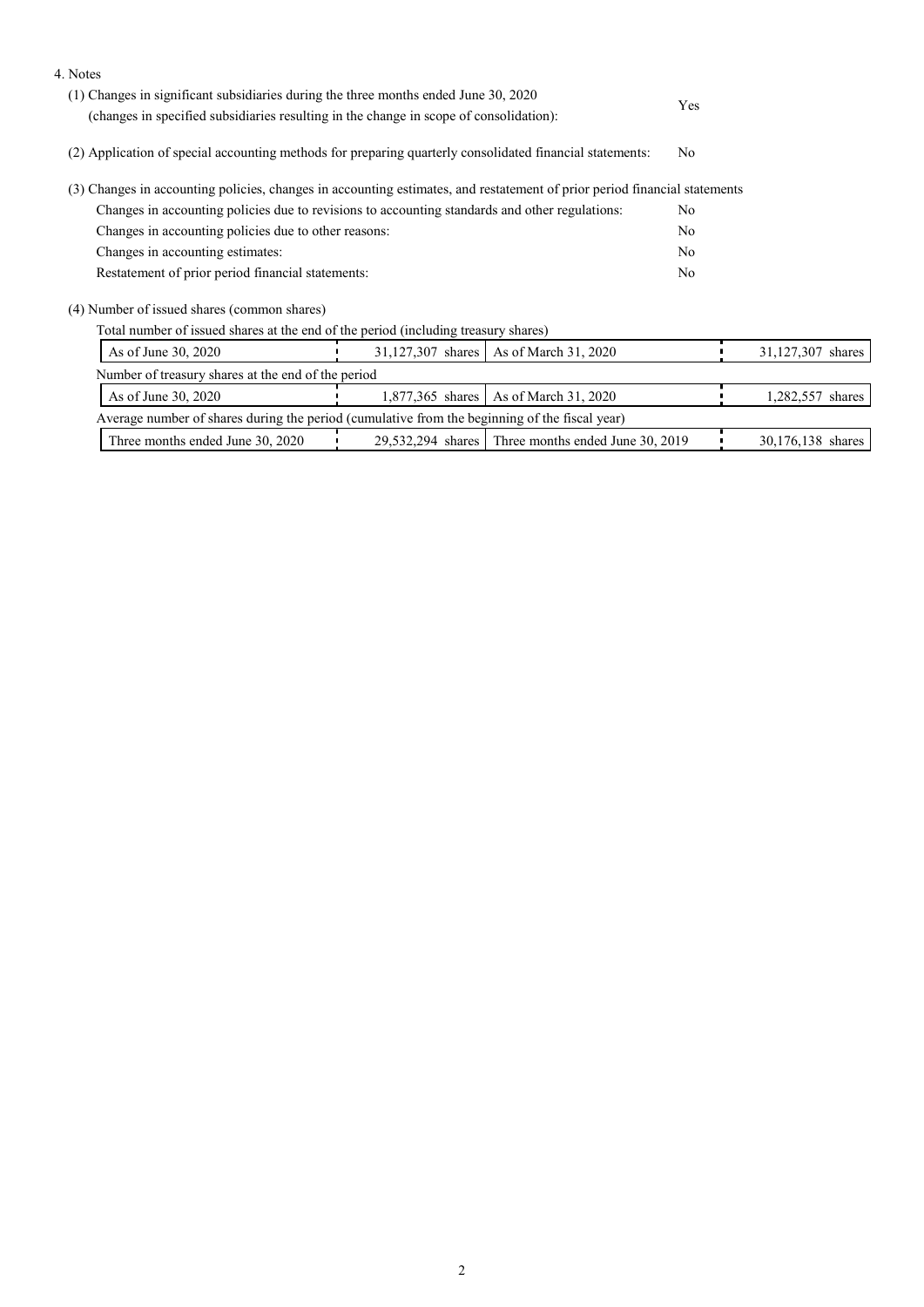4. Notes

(1) Changes in significant subsidiaries during the three months ended June 30, 2020
(changes in specified subsidiaries resulting in the change in scope of consolidation): Yes

(2) Application of special accounting methods for preparing quarterly consolidated financial statements: No

(3) Changes in accounting policies, changes in accounting estimates, and restatement of prior period financial statements

| | |
|---|---|
| Changes in accounting policies due to revisions to accounting standards and other regulations: | No |
| Changes in accounting policies due to other reasons: | No |
| Changes in accounting estimates: | No |
| Restatement of prior period financial statements: | No |

(4) Number of issued shares (common shares)

Total number of issued shares at the end of the period (including treasury shares)

| | | | |
|---|---|---|---|
| As of June 30, 2020 | 31,127,307 shares | As of March 31, 2020 | 31,127,307 shares |

Number of treasury shares at the end of the period

| | | | |
|---|---|---|---|
| As of June 30, 2020 | 1,877,365 shares | As of March 31, 2020 | 1,282,557 shares |

Average number of shares during the period (cumulative from the beginning of the fiscal year)

| | | | |
|---|---|---|---|
| Three months ended June 30, 2020 | 29,532,294 shares | Three months ended June 30, 2019 | 30,176,138 shares |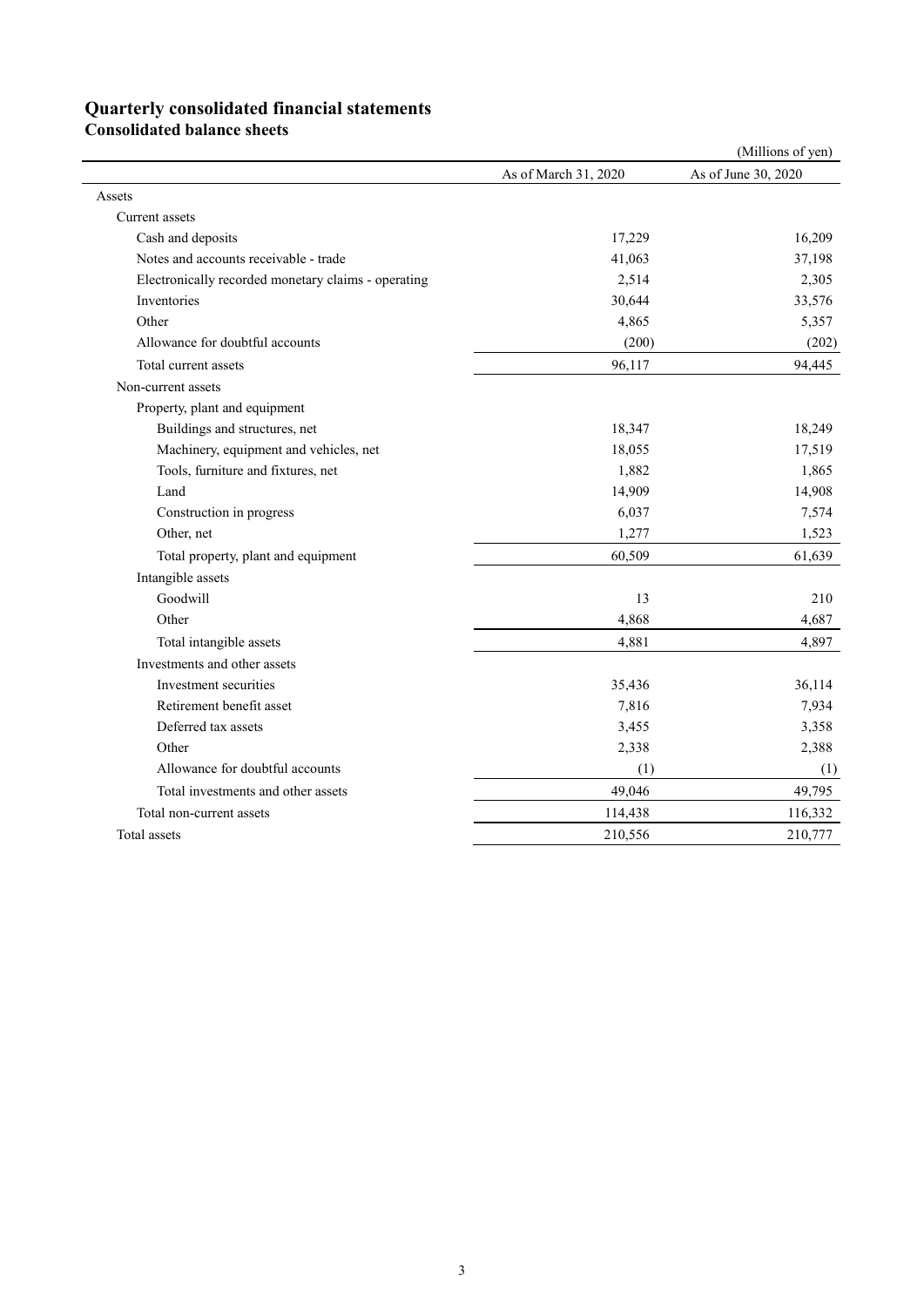# Quarterly consolidated financial statements

## Consolidated balance sheets

(Millions of yen)

| | As of March 31, 2020 | As of June 30, 2020 |
|---|---|---|
| Assets | | |
| Current assets | | |
| Cash and deposits | 17,229 | 16,209 |
| Notes and accounts receivable - trade | 41,063 | 37,198 |
| Electronically recorded monetary claims - operating | 2,514 | 2,305 |
| Inventories | 30,644 | 33,576 |
| Other | 4,865 | 5,357 |
| Allowance for doubtful accounts | (200) | (202) |
| Total current assets | 96,117 | 94,445 |
| Non-current assets | | |
| Property, plant and equipment | | |
| Buildings and structures, net | 18,347 | 18,249 |
| Machinery, equipment and vehicles, net | 18,055 | 17,519 |
| Tools, furniture and fixtures, net | 1,882 | 1,865 |
| Land | 14,909 | 14,908 |
| Construction in progress | 6,037 | 7,574 |
| Other, net | 1,277 | 1,523 |
| Total property, plant and equipment | 60,509 | 61,639 |
| Intangible assets | | |
| Goodwill | 13 | 210 |
| Other | 4,868 | 4,687 |
| Total intangible assets | 4,881 | 4,897 |
| Investments and other assets | | |
| Investment securities | 35,436 | 36,114 |
| Retirement benefit asset | 7,816 | 7,934 |
| Deferred tax assets | 3,455 | 3,358 |
| Other | 2,338 | 2,388 |
| Allowance for doubtful accounts | (1) | (1) |
| Total investments and other assets | 49,046 | 49,795 |
| Total non-current assets | 114,438 | 116,332 |
| Total assets | 210,556 | 210,777 |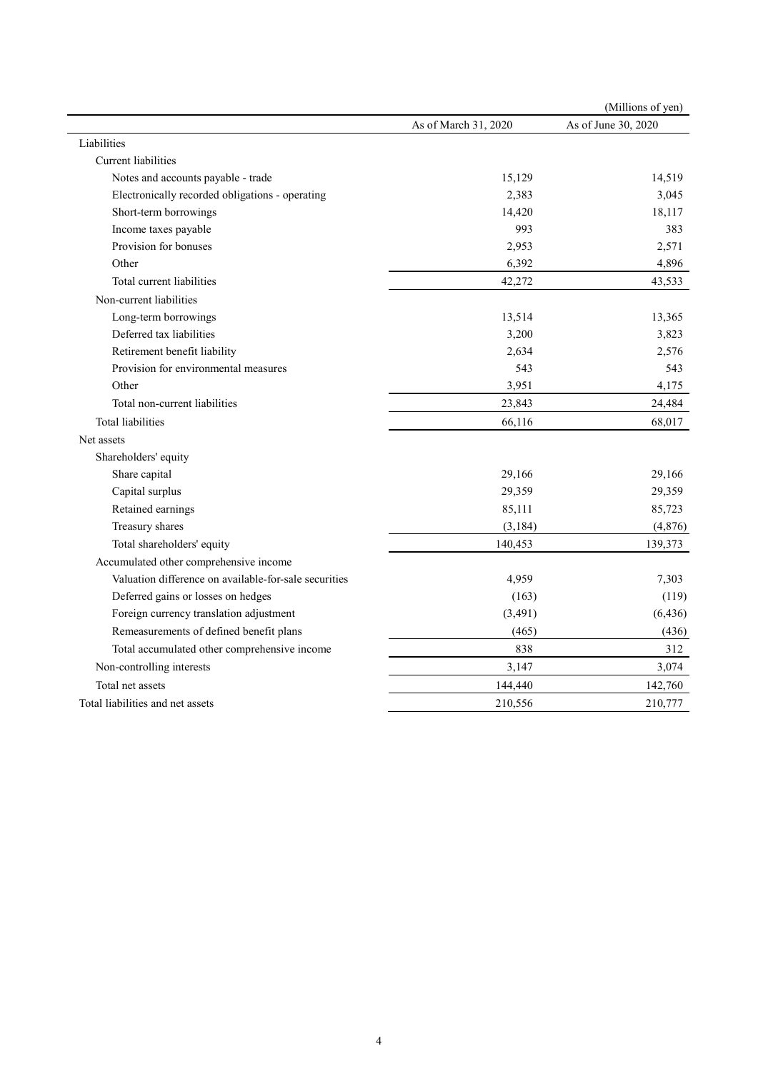(Millions of yen)

| | As of March 31, 2020 | As of June 30, 2020 |
|---|---|---|
| Liabilities | | |
| Current liabilities | | |
| Notes and accounts payable - trade | 15,129 | 14,519 |
| Electronically recorded obligations - operating | 2,383 | 3,045 |
| Short-term borrowings | 14,420 | 18,117 |
| Income taxes payable | 993 | 383 |
| Provision for bonuses | 2,953 | 2,571 |
| Other | 6,392 | 4,896 |
| Total current liabilities | 42,272 | 43,533 |
| Non-current liabilities | | |
| Long-term borrowings | 13,514 | 13,365 |
| Deferred tax liabilities | 3,200 | 3,823 |
| Retirement benefit liability | 2,634 | 2,576 |
| Provision for environmental measures | 543 | 543 |
| Other | 3,951 | 4,175 |
| Total non-current liabilities | 23,843 | 24,484 |
| Total liabilities | 66,116 | 68,017 |
| Net assets | | |
| Shareholders' equity | | |
| Share capital | 29,166 | 29,166 |
| Capital surplus | 29,359 | 29,359 |
| Retained earnings | 85,111 | 85,723 |
| Treasury shares | (3,184) | (4,876) |
| Total shareholders' equity | 140,453 | 139,373 |
| Accumulated other comprehensive income | | |
| Valuation difference on available-for-sale securities | 4,959 | 7,303 |
| Deferred gains or losses on hedges | (163) | (119) |
| Foreign currency translation adjustment | (3,491) | (6,436) |
| Remeasurements of defined benefit plans | (465) | (436) |
| Total accumulated other comprehensive income | 838 | 312 |
| Non-controlling interests | 3,147 | 3,074 |
| Total net assets | 144,440 | 142,760 |
| Total liabilities and net assets | 210,556 | 210,777 |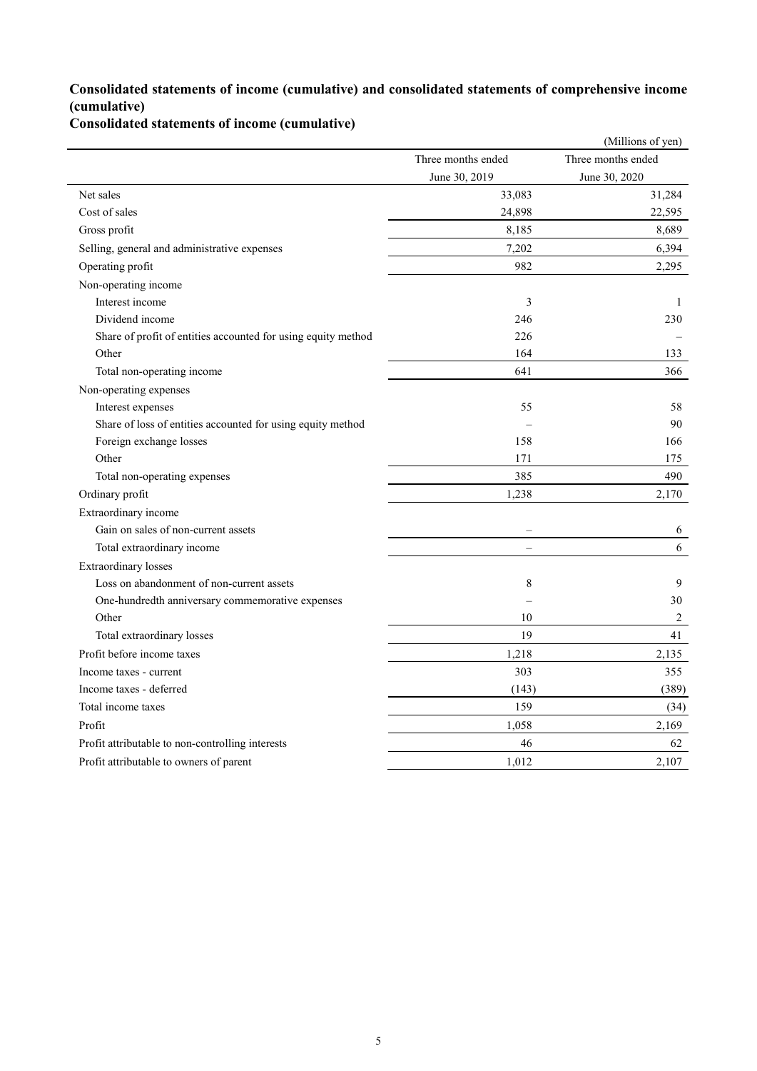## Consolidated statements of income (cumulative) and consolidated statements of comprehensive income (cumulative)

### Consolidated statements of income (cumulative)

(Millions of yen)

| | Three months ended June 30, 2019 | Three months ended June 30, 2020 |
|---|---|---|
| Net sales | 33,083 | 31,284 |
| Cost of sales | 24,898 | 22,595 |
| Gross profit | 8,185 | 8,689 |
| Selling, general and administrative expenses | 7,202 | 6,394 |
| Operating profit | 982 | 2,295 |
| Non-operating income | | |
| Interest income | 3 | 1 |
| Dividend income | 246 | 230 |
| Share of profit of entities accounted for using equity method | 226 | – |
| Other | 164 | 133 |
| Total non-operating income | 641 | 366 |
| Non-operating expenses | | |
| Interest expenses | 55 | 58 |
| Share of loss of entities accounted for using equity method | – | 90 |
| Foreign exchange losses | 158 | 166 |
| Other | 171 | 175 |
| Total non-operating expenses | 385 | 490 |
| Ordinary profit | 1,238 | 2,170 |
| Extraordinary income | | |
| Gain on sales of non-current assets | – | 6 |
| Total extraordinary income | – | 6 |
| Extraordinary losses | | |
| Loss on abandonment of non-current assets | 8 | 9 |
| One-hundredth anniversary commemorative expenses | – | 30 |
| Other | 10 | 2 |
| Total extraordinary losses | 19 | 41 |
| Profit before income taxes | 1,218 | 2,135 |
| Income taxes - current | 303 | 355 |
| Income taxes - deferred | (143) | (389) |
| Total income taxes | 159 | (34) |
| Profit | 1,058 | 2,169 |
| Profit attributable to non-controlling interests | 46 | 62 |
| Profit attributable to owners of parent | 1,012 | 2,107 |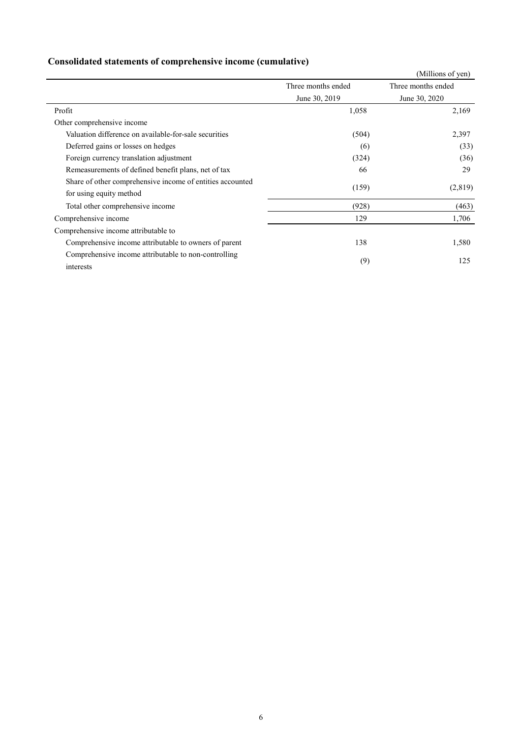## Consolidated statements of comprehensive income (cumulative)

(Millions of yen)

| | Three months ended June 30, 2019 | Three months ended June 30, 2020 |
|---|---|---|
| Profit | 1,058 | 2,169 |
| Other comprehensive income | | |
| Valuation difference on available-for-sale securities | (504) | 2,397 |
| Deferred gains or losses on hedges | (6) | (33) |
| Foreign currency translation adjustment | (324) | (36) |
| Remeasurements of defined benefit plans, net of tax | 66 | 29 |
| Share of other comprehensive income of entities accounted for using equity method | (159) | (2,819) |
| Total other comprehensive income | (928) | (463) |
| Comprehensive income | 129 | 1,706 |
| Comprehensive income attributable to | | |
| Comprehensive income attributable to owners of parent | 138 | 1,580 |
| Comprehensive income attributable to non-controlling interests | (9) | 125 |